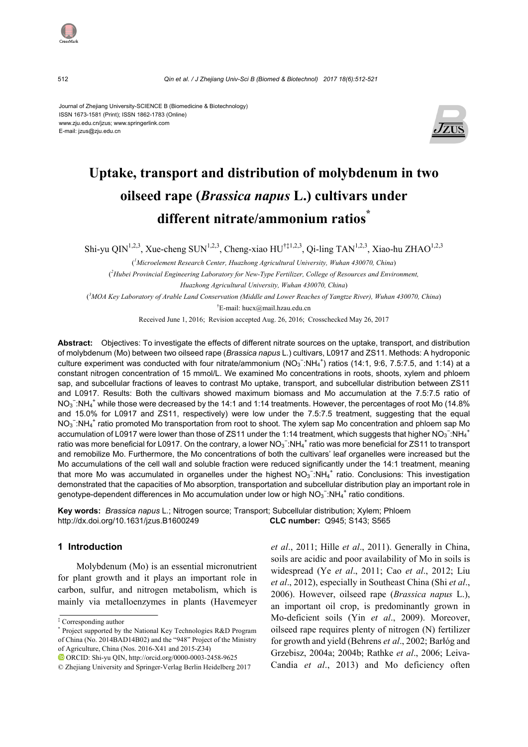Journal of Zhejiang University-SCIENCE B (Biomedicine & Biotechnology)
ISSN 1673-1581 (Print); ISSN 1862-1783 (Online)
www.zju.edu.cn/jzus; www.springerlink.com
E-mail: jzus@zju.edu.cn

# Uptake, transport and distribution of molybdenum in two oilseed rape (*Brassica napus* L.) cultivars under different nitrate/ammonium ratios*

Shi-yu QIN[1,2,3], Xue-cheng SUN[1,2,3], Cheng-xiao HU[†‡1,2,3], Qi-ling TAN[1,2,3], Xiao-hu ZHAO[1,2,3]

([1]Microelement Research Center, Huazhong Agricultural University, Wuhan 430070, China)

([2]Hubei Provincial Engineering Laboratory for New-Type Fertilizer, College of Resources and Environment, Huazhong Agricultural University, Wuhan 430070, China)

([3]MOA Key Laboratory of Arable Land Conservation (Middle and Lower Reaches of Yangtze River), Wuhan 430070, China)

†E-mail: hucx@mail.hzau.edu.cn

Received June 1, 2016; Revision accepted Aug. 26, 2016; Crosschecked May 26, 2017

**Abstract:** Objectives: To investigate the effects of different nitrate sources on the uptake, transport, and distribution of molybdenum (Mo) between two oilseed rape (*Brassica napus* L.) cultivars, L0917 and ZS11. Methods: A hydroponic culture experiment was conducted with four nitrate/ammonium ($NO_3^-$:$NH_4^+$) ratios (14:1, 9:6, 7.5:7.5, and 1:14) at a constant nitrogen concentration of 15 mmol/L. We examined Mo concentrations in roots, shoots, xylem and phloem sap, and subcellular fractions of leaves to contrast Mo uptake, transport, and subcellular distribution between ZS11 and L0917. Results: Both the cultivars showed maximum biomass and Mo accumulation at the 7.5:7.5 ratio of $NO_3^-$:$NH_4^+$ while those were decreased by the 14:1 and 1:14 treatments. However, the percentages of root Mo (14.8% and 15.0% for L0917 and ZS11, respectively) were low under the 7.5:7.5 treatment, suggesting that the equal $NO_3^-$:$NH_4^+$ ratio promoted Mo transportation from root to shoot. The xylem sap Mo concentration and phloem sap Mo accumulation of L0917 were lower than those of ZS11 under the 1:14 treatment, which suggests that higher $NO_3^-$:$NH_4^+$ ratio was more beneficial for L0917. On the contrary, a lower $NO_3^-$:$NH_4^+$ ratio was more beneficial for ZS11 to transport and remobilize Mo. Furthermore, the Mo concentrations of both the cultivars' leaf organelles were increased but the Mo accumulations of the cell wall and soluble fraction were reduced significantly under the 14:1 treatment, meaning that more Mo was accumulated in organelles under the highest $NO_3^-$:$NH_4^+$ ratio. Conclusions: This investigation demonstrated that the capacities of Mo absorption, transportation and subcellular distribution play an important role in genotype-dependent differences in Mo accumulation under low or high $NO_3^-$:$NH_4^+$ ratio conditions.

**Key words:** *Brassica napus* L.; Nitrogen source; Transport; Subcellular distribution; Xylem; Phloem
http://dx.doi.org/10.1631/jzus.B1600249 **CLC number:** Q945; S143; S565

## 1 Introduction

Molybdenum (Mo) is an essential micronutrient for plant growth and it plays an important role in carbon, sulfur, and nitrogen metabolism, which is mainly via metalloenzymes in plants (Havemeyer *et al*., 2011; Hille *et al*., 2011). Generally in China, soils are acidic and poor availability of Mo in soils is widespread (Ye *et al*., 2011; Cao *et al*., 2012; Liu *et al*., 2012), especially in Southeast China (Shi *et al*., 2006). However, oilseed rape (*Brassica napus* L.), an important oil crop, is predominantly grown in Mo-deficient soils (Yin *et al*., 2009). Moreover, oilseed rape requires plenty of nitrogen (N) fertilizer for growth and yield (Behrens *et al*., 2002; Barłóg and Grzebisz, 2004a; 2004b; Rathke *et al*., 2006; Leiva-Candia *et al*., 2013) and Mo deficiency often

---

‡ Corresponding author

\* Project supported by the National Key Technologies R&D Program of China (No. 2014BAD14B02) and the "948" Project of the Ministry of Agriculture, China (Nos. 2016-X41 and 2015-Z34)

ORCID: Shi-yu QIN, http://orcid.org/0000-0003-2458-9625

© Zhejiang University and Springer-Verlag Berlin Heidelberg 2017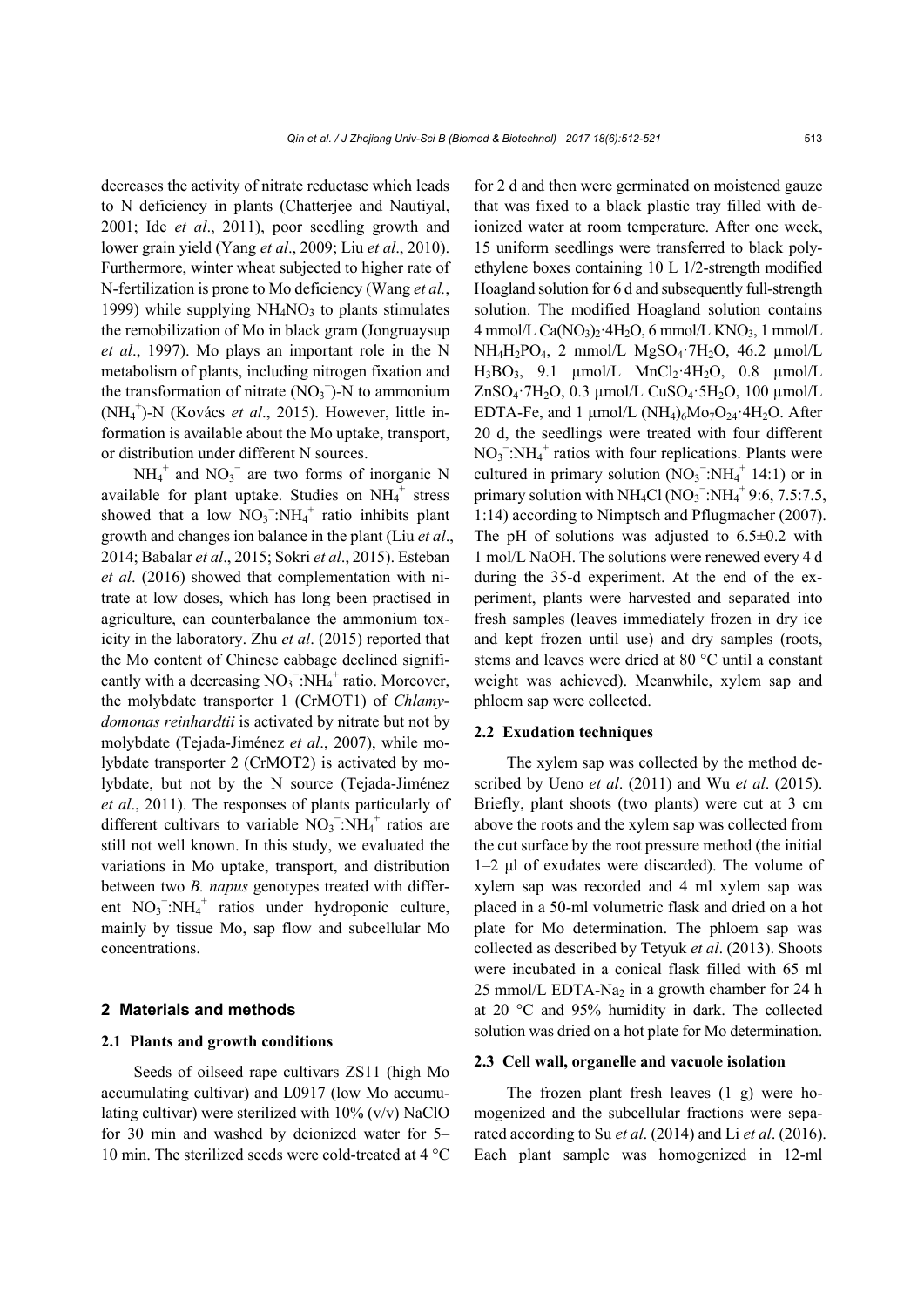decreases the activity of nitrate reductase which leads to N deficiency in plants (Chatterjee and Nautiyal, 2001; Ide *et al*., 2011), poor seedling growth and lower grain yield (Yang *et al*., 2009; Liu *et al*., 2010). Furthermore, winter wheat subjected to higher rate of N-fertilization is prone to Mo deficiency (Wang *et al.*, 1999) while supplying $NH_4NO_3$ to plants stimulates the remobilization of Mo in black gram (Jongruaysup *et al*., 1997). Mo plays an important role in the N metabolism of plants, including nitrogen fixation and the transformation of nitrate ($NO_3^-$)-N to ammonium ($NH_4^+$)-N (Kovács *et al*., 2015). However, little information is available about the Mo uptake, transport, or distribution under different N sources.

$NH_4^+$ and $NO_3^-$ are two forms of inorganic N available for plant uptake. Studies on $NH_4^+$ stress showed that a low $NO_3^-$:$NH_4^+$ ratio inhibits plant growth and changes ion balance in the plant (Liu *et al*., 2014; Babalar *et al*., 2015; Sokri *et al*., 2015). Esteban *et al*. (2016) showed that complementation with nitrate at low doses, which has long been practised in agriculture, can counterbalance the ammonium toxicity in the laboratory. Zhu *et al*. (2015) reported that the Mo content of Chinese cabbage declined significantly with a decreasing $NO_3^-$:$NH_4^+$ ratio. Moreover, the molybdate transporter 1 (CrMOT1) of *Chlamydomonas reinhardtii* is activated by nitrate but not by molybdate (Tejada-Jiménez *et al*., 2007), while molybdate transporter 2 (CrMOT2) is activated by molybdate, but not by the N source (Tejada-Jiménez *et al*., 2011). The responses of plants particularly of different cultivars to variable $NO_3^-$:$NH_4^+$ ratios are still not well known. In this study, we evaluated the variations in Mo uptake, transport, and distribution between two *B. napus* genotypes treated with different $NO_3^-$:$NH_4^+$ ratios under hydroponic culture, mainly by tissue Mo, sap flow and subcellular Mo concentrations.

## 2 Materials and methods

### 2.1 Plants and growth conditions

Seeds of oilseed rape cultivars ZS11 (high Mo accumulating cultivar) and L0917 (low Mo accumulating cultivar) were sterilized with 10% (v/v) NaClO for 30 min and washed by deionized water for 5–10 min. The sterilized seeds were cold-treated at 4 °C for 2 d and then were germinated on moistened gauze that was fixed to a black plastic tray filled with deionized water at room temperature. After one week, 15 uniform seedlings were transferred to black polyethylene boxes containing 10 L 1/2-strength modified Hoagland solution for 6 d and subsequently full-strength solution. The modified Hoagland solution contains 4 mmol/L $Ca(NO_3)_2\cdot4H_2O$, 6 mmol/L $KNO_3$, 1 mmol/L $NH_4H_2PO_4$, 2 mmol/L $MgSO_4\cdot7H_2O$, 46.2 μmol/L $H_3BO_3$, 9.1 μmol/L $MnCl_2\cdot4H_2O$, 0.8 μmol/L $ZnSO_4\cdot7H_2O$, 0.3 μmol/L $CuSO_4\cdot5H_2O$, 100 μmol/L EDTA-Fe, and 1 μmol/L $(NH_4)_6Mo_7O_{24}\cdot4H_2O$. After 20 d, the seedlings were treated with four different $NO_3^-$:$NH_4^+$ ratios with four replications. Plants were cultured in primary solution ($NO_3^-$:$NH_4^+$ 14:1) or in primary solution with $NH_4Cl$ ($NO_3^-$:$NH_4^+$ 9:6, 7.5:7.5, 1:14) according to Nimptsch and Pflugmacher (2007). The pH of solutions was adjusted to 6.5±0.2 with 1 mol/L NaOH. The solutions were renewed every 4 d during the 35-d experiment. At the end of the experiment, plants were harvested and separated into fresh samples (leaves immediately frozen in dry ice and kept frozen until use) and dry samples (roots, stems and leaves were dried at 80 °C until a constant weight was achieved). Meanwhile, xylem sap and phloem sap were collected.

### 2.2 Exudation techniques

The xylem sap was collected by the method described by Ueno *et al*. (2011) and Wu *et al*. (2015). Briefly, plant shoots (two plants) were cut at 3 cm above the roots and the xylem sap was collected from the cut surface by the root pressure method (the initial 1–2 μl of exudates were discarded). The volume of xylem sap was recorded and 4 ml xylem sap was placed in a 50-ml volumetric flask and dried on a hot plate for Mo determination. The phloem sap was collected as described by Tetyuk *et al*. (2013). Shoots were incubated in a conical flask filled with 65 ml 25 mmol/L EDTA-$Na_2$ in a growth chamber for 24 h at 20 °C and 95% humidity in dark. The collected solution was dried on a hot plate for Mo determination.

### 2.3 Cell wall, organelle and vacuole isolation

The frozen plant fresh leaves (1 g) were homogenized and the subcellular fractions were separated according to Su *et al*. (2014) and Li *et al*. (2016). Each plant sample was homogenized in 12-ml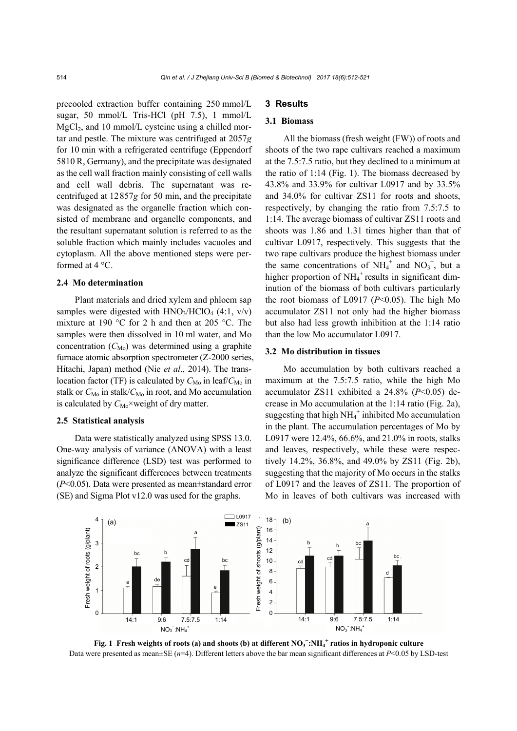precooled extraction buffer containing 250 mmol/L sugar, 50 mmol/L Tris-HCl (pH 7.5), 1 mmol/L $MgCl_2$, and 10 mmol/L cysteine using a chilled mortar and pestle. The mixture was centrifuged at 2057*g* for 10 min with a refrigerated centrifuge (Eppendorf 5810 R, Germany), and the precipitate was designated as the cell wall fraction mainly consisting of cell walls and cell wall debris. The supernatant was re-centrifuged at 12 857*g* for 50 min, and the precipitate was designated as the organelle fraction which consisted of membrane and organelle components, and the resultant supernatant solution is referred to as the soluble fraction which mainly includes vacuoles and cytoplasm. All the above mentioned steps were performed at 4 °C.

### 2.4 Mo determination

Plant materials and dried xylem and phloem sap samples were digested with $HNO_3/HClO_4$ (4:1, v/v) mixture at 190 °C for 2 h and then at 205 °C. The samples were then dissolved in 10 ml water, and Mo concentration ($C_{Mo}$) was determined using a graphite furnace atomic absorption spectrometer (Z-2000 series, Hitachi, Japan) method (Nie *et al*., 2014). The translocation factor (TF) is calculated by $C_{Mo}$ in leaf/$C_{Mo}$ in stalk or $C_{Mo}$ in stalk/$C_{Mo}$ in root, and Mo accumulation is calculated by $C_{Mo}$×weight of dry matter.

### 2.5 Statistical analysis

Data were statistically analyzed using SPSS 13.0. One-way analysis of variance (ANOVA) with a least significance difference (LSD) test was performed to analyze the significant differences between treatments ($P$<0.05). Data were presented as mean±standard error (SE) and Sigma Plot v12.0 was used for the graphs.

## 3 Results

### 3.1 Biomass

All the biomass (fresh weight (FW)) of roots and shoots of the two rape cultivars reached a maximum at the 7.5:7.5 ratio, but they declined to a minimum at the ratio of 1:14 (Fig. 1). The biomass decreased by 43.8% and 33.9% for cultivar L0917 and by 33.5% and 34.0% for cultivar ZS11 for roots and shoots, respectively, by changing the ratio from 7.5:7.5 to 1:14. The average biomass of cultivar ZS11 roots and shoots was 1.86 and 1.31 times higher than that of cultivar L0917, respectively. This suggests that the two rape cultivars produce the highest biomass under the same concentrations of $NH_4^+$ and $NO_3^-$, but a higher proportion of $NH_4^+$ results in significant diminution of the biomass of both cultivars particularly the root biomass of L0917 ($P$<0.05). The high Mo accumulator ZS11 not only had the higher biomass but also had less growth inhibition at the 1:14 ratio than the low Mo accumulator L0917.

### 3.2 Mo distribution in tissues

Mo accumulation by both cultivars reached a maximum at the 7.5:7.5 ratio, while the high Mo accumulator ZS11 exhibited a 24.8% ($P$<0.05) decrease in Mo accumulation at the 1:14 ratio (Fig. 2a), suggesting that high $NH_4^+$ inhibited Mo accumulation in the plant. The accumulation percentages of Mo by L0917 were 12.4%, 66.6%, and 21.0% in roots, stalks and leaves, respectively, while these were respectively 14.2%, 36.8%, and 49.0% by ZS11 (Fig. 2b), suggesting that the majority of Mo occurs in the stalks of L0917 and the leaves of ZS11. The proportion of Mo in leaves of both cultivars was increased with

**Fig. 1 Fresh weights of roots (a) and shoots (b) at different $NO_3^-$:$NH_4^+$ ratios in hydroponic culture**
Data were presented as mean±SE ($n$=4). Different letters above the bar mean significant differences at $P$<0.05 by LSD-test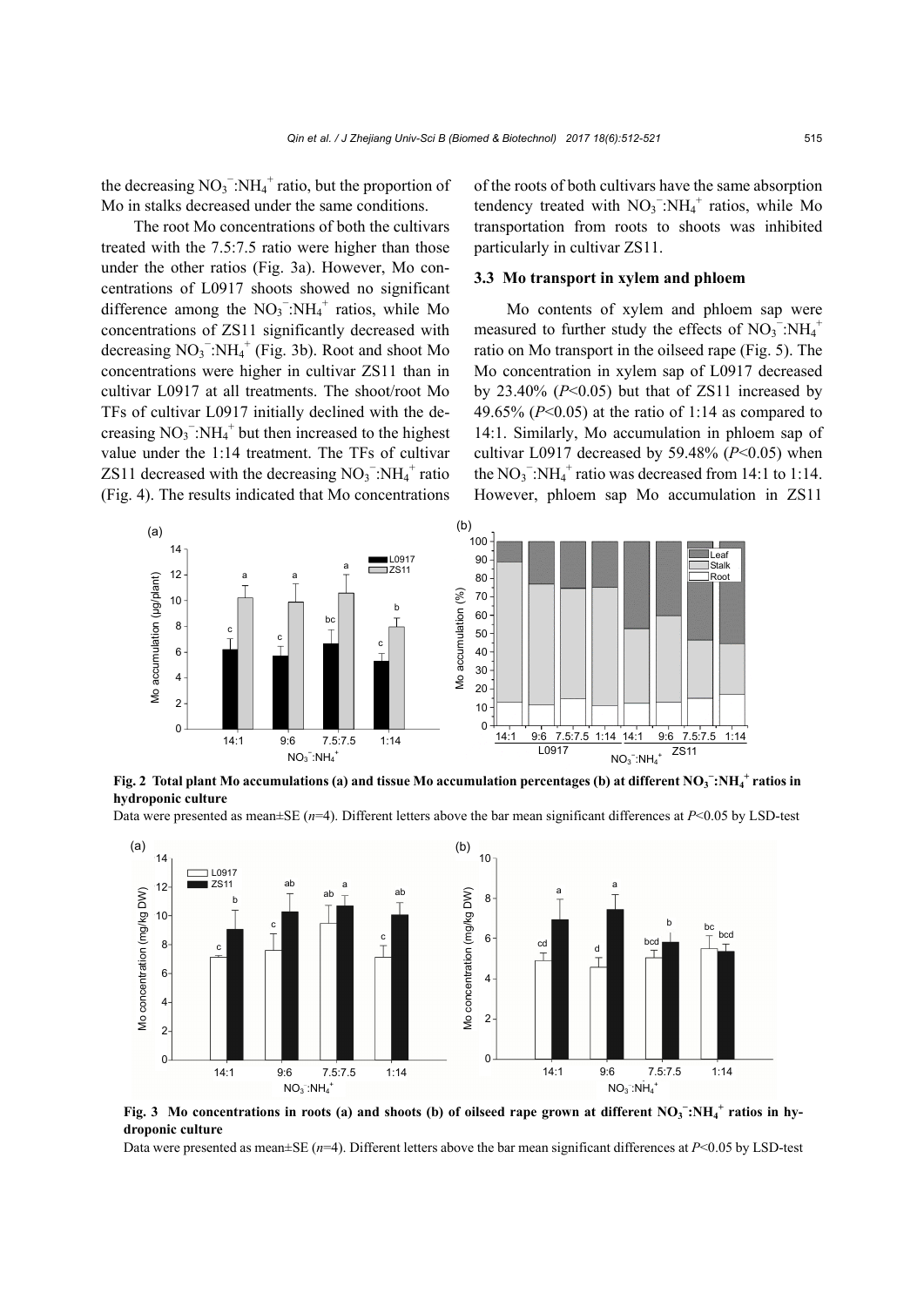the decreasing $NO_3^-$:$NH_4^+$ ratio, but the proportion of Mo in stalks decreased under the same conditions.

The root Mo concentrations of both the cultivars treated with the 7.5:7.5 ratio were higher than those under the other ratios (Fig. 3a). However, Mo concentrations of L0917 shoots showed no significant difference among the $NO_3^-$:$NH_4^+$ ratios, while Mo concentrations of ZS11 significantly decreased with decreasing $NO_3^-$:$NH_4^+$ (Fig. 3b). Root and shoot Mo concentrations were higher in cultivar ZS11 than in cultivar L0917 at all treatments. The shoot/root Mo TFs of cultivar L0917 initially declined with the decreasing $NO_3^-$:$NH_4^+$ but then increased to the highest value under the 1:14 treatment. The TFs of cultivar ZS11 decreased with the decreasing $NO_3^-$:$NH_4^+$ ratio (Fig. 4). The results indicated that Mo concentrations of the roots of both cultivars have the same absorption tendency treated with $NO_3^-$:$NH_4^+$ ratios, while Mo transportation from roots to shoots was inhibited particularly in cultivar ZS11.

### 3.3 Mo transport in xylem and phloem

Mo contents of xylem and phloem sap were measured to further study the effects of $NO_3^-$:$NH_4^+$ ratio on Mo transport in the oilseed rape (Fig. 5). The Mo concentration in xylem sap of L0917 decreased by 23.40% ($P$<0.05) but that of ZS11 increased by 49.65% ($P$<0.05) at the ratio of 1:14 as compared to 14:1. Similarly, Mo accumulation in phloem sap of cultivar L0917 decreased by 59.48% ($P$<0.05) when the $NO_3^-$:$NH_4^+$ ratio was decreased from 14:1 to 1:14. However, phloem sap Mo accumulation in ZS11

**Fig. 2 Total plant Mo accumulations (a) and tissue Mo accumulation percentages (b) at different $NO_3^-$:$NH_4^+$ ratios in hydroponic culture**

Data were presented as mean±SE ($n$=4). Different letters above the bar mean significant differences at $P$<0.05 by LSD-test

**Fig. 3 Mo concentrations in roots (a) and shoots (b) of oilseed rape grown at different $NO_3^-$:$NH_4^+$ ratios in hydroponic culture**

Data were presented as mean±SE ($n$=4). Different letters above the bar mean significant differences at $P$<0.05 by LSD-test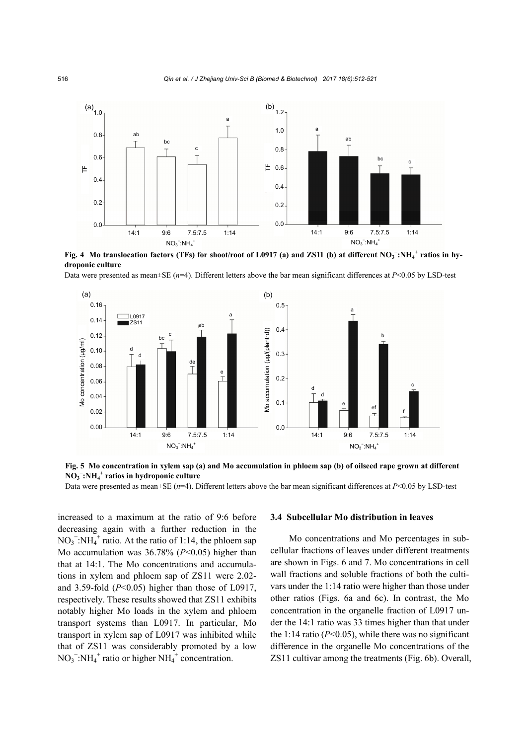**Fig. 4 Mo translocation factors (TFs) for shoot/root of L0917 (a) and ZS11 (b) at different $NO_3^-$:$NH_4^+$ ratios in hydroponic culture**

Data were presented as mean±SE ($n$=4). Different letters above the bar mean significant differences at $P$<0.05 by LSD-test

**Fig. 5 Mo concentration in xylem sap (a) and Mo accumulation in phloem sap (b) of oilseed rape grown at different $NO_3^-$:$NH_4^+$ ratios in hydroponic culture**

Data were presented as mean±SE ($n$=4). Different letters above the bar mean significant differences at $P$<0.05 by LSD-test

increased to a maximum at the ratio of 9:6 before decreasing again with a further reduction in the $NO_3^-$:$NH_4^+$ ratio. At the ratio of 1:14, the phloem sap Mo accumulation was 36.78% ($P$<0.05) higher than that at 14:1. The Mo concentrations and accumulations in xylem and phloem sap of ZS11 were 2.02- and 3.59-fold ($P$<0.05) higher than those of L0917, respectively. These results showed that ZS11 exhibits notably higher Mo loads in the xylem and phloem transport systems than L0917. In particular, Mo transport in xylem sap of L0917 was inhibited while that of ZS11 was considerably promoted by a low $NO_3^-$:$NH_4^+$ ratio or higher $NH_4^+$ concentration.

### 3.4 Subcellular Mo distribution in leaves

Mo concentrations and Mo percentages in subcellular fractions of leaves under different treatments are shown in Figs. 6 and 7. Mo concentrations in cell wall fractions and soluble fractions of both the cultivars under the 1:14 ratio were higher than those under other ratios (Figs. 6a and 6c). In contrast, the Mo concentration in the organelle fraction of L0917 under the 14:1 ratio was 33 times higher than that under the 1:14 ratio ($P$<0.05), while there was no significant difference in the organelle Mo concentrations of the ZS11 cultivar among the treatments (Fig. 6b). Overall,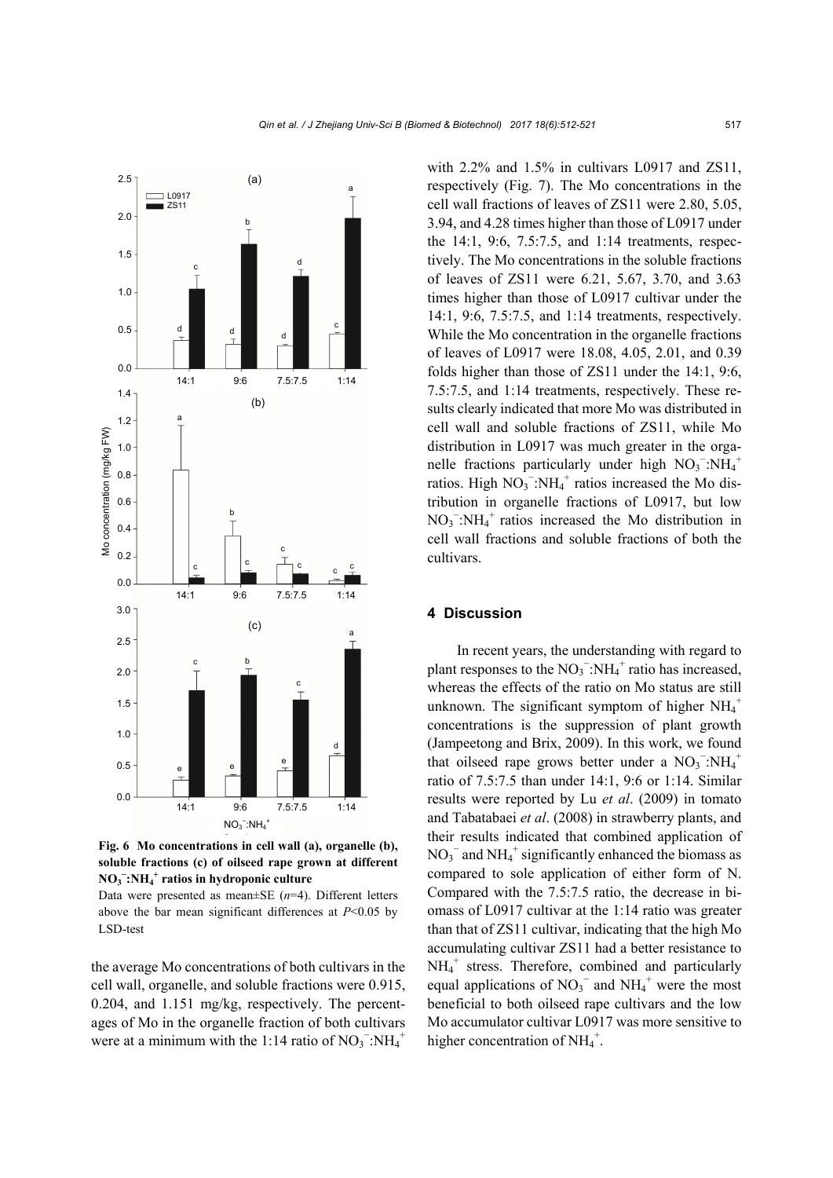Fig. 6 Mo concentrations in cell wall (a), organelle (b), soluble fractions (c) of oilseed rape grown at different $NO_3^-$:$NH_4^+$ ratios in hydroponic culture

Data were presented as mean±SE ($n$=4). Different letters above the bar mean significant differences at $P$<0.05 by LSD-test

the average Mo concentrations of both cultivars in the cell wall, organelle, and soluble fractions were 0.915, 0.204, and 1.151 mg/kg, respectively. The percentages of Mo in the organelle fraction of both cultivars were at a minimum with the 1:14 ratio of $NO_3^-$:$NH_4^+$ with 2.2% and 1.5% in cultivars L0917 and ZS11, respectively (Fig. 7). The Mo concentrations in the cell wall fractions of leaves of ZS11 were 2.80, 5.05, 3.94, and 4.28 times higher than those of L0917 under the 14:1, 9:6, 7.5:7.5, and 1:14 treatments, respectively. The Mo concentrations in the soluble fractions of leaves of ZS11 were 6.21, 5.67, 3.70, and 3.63 times higher than those of L0917 cultivar under the 14:1, 9:6, 7.5:7.5, and 1:14 treatments, respectively. While the Mo concentration in the organelle fractions of leaves of L0917 were 18.08, 4.05, 2.01, and 0.39 folds higher than those of ZS11 under the 14:1, 9:6, 7.5:7.5, and 1:14 treatments, respectively. These results clearly indicated that more Mo was distributed in cell wall and soluble fractions of ZS11, while Mo distribution in L0917 was much greater in the organelle fractions particularly under high $NO_3^-$:$NH_4^+$ ratios. High $NO_3^-$:$NH_4^+$ ratios increased the Mo distribution in organelle fractions of L0917, but low $NO_3^-$:$NH_4^+$ ratios increased the Mo distribution in cell wall fractions and soluble fractions of both the cultivars.

## 4 Discussion

In recent years, the understanding with regard to plant responses to the $NO_3^-$:$NH_4^+$ ratio has increased, whereas the effects of the ratio on Mo status are still unknown. The significant symptom of higher $NH_4^+$ concentrations is the suppression of plant growth (Jampeetong and Brix, 2009). In this work, we found that oilseed rape grows better under a $NO_3^-$:$NH_4^+$ ratio of 7.5:7.5 than under 14:1, 9:6 or 1:14. Similar results were reported by Lu *et al*. (2009) in tomato and Tabatabaei *et al*. (2008) in strawberry plants, and their results indicated that combined application of $NO_3^-$ and $NH_4^+$ significantly enhanced the biomass as compared to sole application of either form of N. Compared with the 7.5:7.5 ratio, the decrease in biomass of L0917 cultivar at the 1:14 ratio was greater than that of ZS11 cultivar, indicating that the high Mo accumulating cultivar ZS11 had a better resistance to $NH_4^+$ stress. Therefore, combined and particularly equal applications of $NO_3^-$ and $NH_4^+$ were the most beneficial to both oilseed rape cultivars and the low Mo accumulator cultivar L0917 was more sensitive to higher concentration of $NH_4^+$.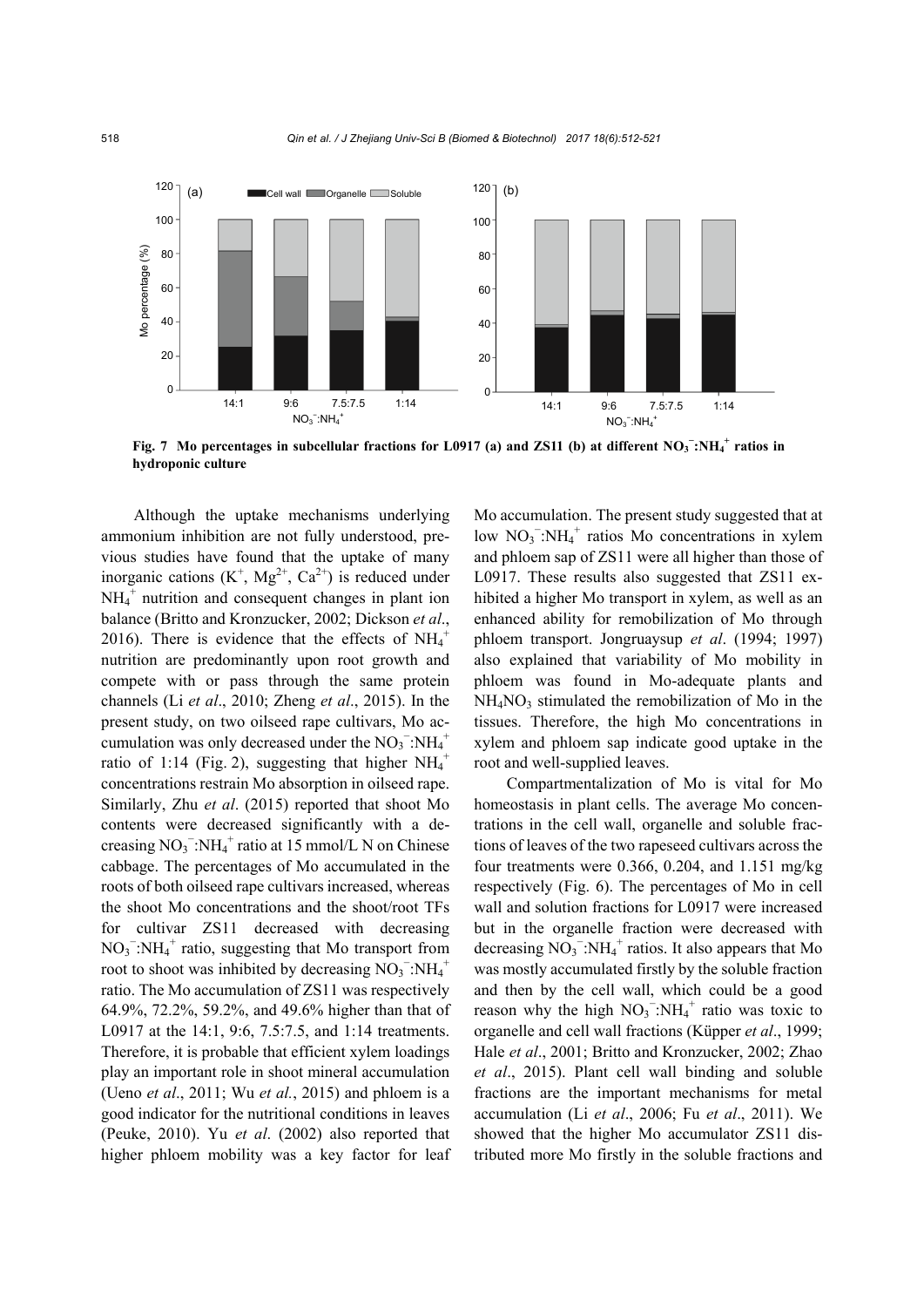**Fig. 7 Mo percentages in subcellular fractions for L0917 (a) and ZS11 (b) at different $NO_3^-$:$NH_4^+$ ratios in hydroponic culture**

Although the uptake mechanisms underlying ammonium inhibition are not fully understood, previous studies have found that the uptake of many inorganic cations ($K^+$, $Mg^{2+}$, $Ca^{2+}$) is reduced under $NH_4^+$ nutrition and consequent changes in plant ion balance (Britto and Kronzucker, 2002; Dickson *et al*., 2016). There is evidence that the effects of $NH_4^+$ nutrition are predominantly upon root growth and compete with or pass through the same protein channels (Li *et al*., 2010; Zheng *et al*., 2015). In the present study, on two oilseed rape cultivars, Mo accumulation was only decreased under the $NO_3^-$:$NH_4^+$ ratio of 1:14 (Fig. 2), suggesting that higher $NH_4^+$ concentrations restrain Mo absorption in oilseed rape. Similarly, Zhu *et al*. (2015) reported that shoot Mo contents were decreased significantly with a decreasing $NO_3^-$:$NH_4^+$ ratio at 15 mmol/L N on Chinese cabbage. The percentages of Mo accumulated in the roots of both oilseed rape cultivars increased, whereas the shoot Mo concentrations and the shoot/root TFs for cultivar ZS11 decreased with decreasing $NO_3^-$:$NH_4^+$ ratio, suggesting that Mo transport from root to shoot was inhibited by decreasing $NO_3^-$:$NH_4^+$ ratio. The Mo accumulation of ZS11 was respectively 64.9%, 72.2%, 59.2%, and 49.6% higher than that of L0917 at the 14:1, 9:6, 7.5:7.5, and 1:14 treatments. Therefore, it is probable that efficient xylem loadings play an important role in shoot mineral accumulation (Ueno *et al*., 2011; Wu *et al.*, 2015) and phloem is a good indicator for the nutritional conditions in leaves (Peuke, 2010). Yu *et al*. (2002) also reported that higher phloem mobility was a key factor for leaf Mo accumulation. The present study suggested that at low $NO_3^-$:$NH_4^+$ ratios Mo concentrations in xylem and phloem sap of ZS11 were all higher than those of L0917. These results also suggested that ZS11 exhibited a higher Mo transport in xylem, as well as an enhanced ability for remobilization of Mo through phloem transport. Jongruaysup *et al*. (1994; 1997) also explained that variability of Mo mobility in phloem was found in Mo-adequate plants and $NH_4NO_3$ stimulated the remobilization of Mo in the tissues. Therefore, the high Mo concentrations in xylem and phloem sap indicate good uptake in the root and well-supplied leaves.

Compartmentalization of Mo is vital for Mo homeostasis in plant cells. The average Mo concentrations in the cell wall, organelle and soluble fractions of leaves of the two rapeseed cultivars across the four treatments were 0.366, 0.204, and 1.151 mg/kg respectively (Fig. 6). The percentages of Mo in cell wall and solution fractions for L0917 were increased but in the organelle fraction were decreased with decreasing $NO_3^-$:$NH_4^+$ ratios. It also appears that Mo was mostly accumulated firstly by the soluble fraction and then by the cell wall, which could be a good reason why the high $NO_3^-$:$NH_4^+$ ratio was toxic to organelle and cell wall fractions (Küpper *et al*., 1999; Hale *et al*., 2001; Britto and Kronzucker, 2002; Zhao *et al*., 2015). Plant cell wall binding and soluble fractions are the important mechanisms for metal accumulation (Li *et al*., 2006; Fu *et al*., 2011). We showed that the higher Mo accumulator ZS11 distributed more Mo firstly in the soluble fractions and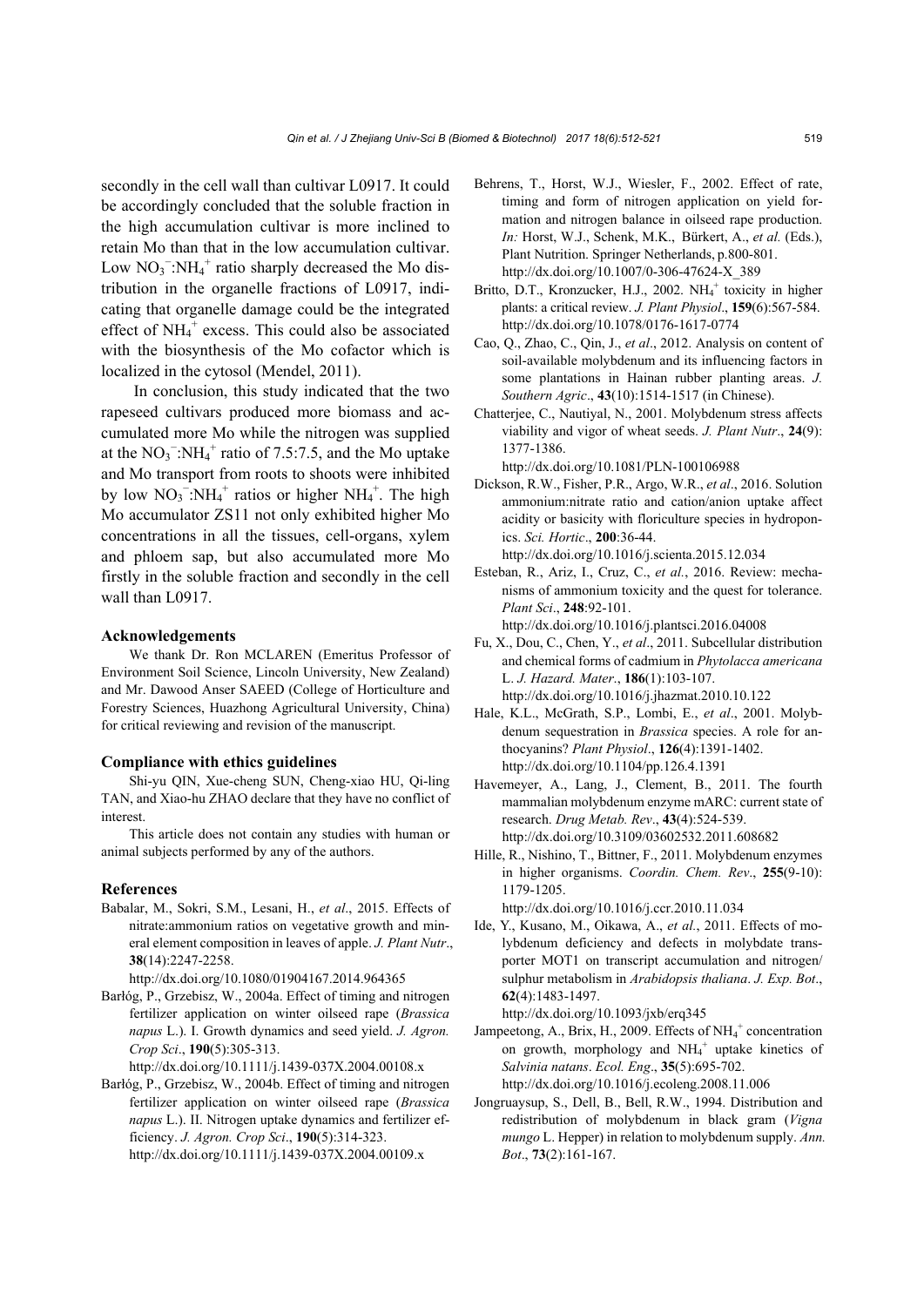secondly in the cell wall than cultivar L0917. It could be accordingly concluded that the soluble fraction in the high accumulation cultivar is more inclined to retain Mo than that in the low accumulation cultivar. Low $NO_3^-$:$NH_4^+$ ratio sharply decreased the Mo distribution in the organelle fractions of L0917, indicating that organelle damage could be the integrated effect of $NH_4^+$ excess. This could also be associated with the biosynthesis of the Mo cofactor which is localized in the cytosol (Mendel, 2011).

In conclusion, this study indicated that the two rapeseed cultivars produced more biomass and accumulated more Mo while the nitrogen was supplied at the $NO_3^-$:$NH_4^+$ ratio of 7.5:7.5, and the Mo uptake and Mo transport from roots to shoots were inhibited by low $NO_3^-$:$NH_4^+$ ratios or higher $NH_4^+$. The high Mo accumulator ZS11 not only exhibited higher Mo concentrations in all the tissues, cell-organs, xylem and phloem sap, but also accumulated more Mo firstly in the soluble fraction and secondly in the cell wall than L0917.

### Acknowledgements

We thank Dr. Ron MCLAREN (Emeritus Professor of Environment Soil Science, Lincoln University, New Zealand) and Mr. Dawood Anser SAEED (College of Horticulture and Forestry Sciences, Huazhong Agricultural University, China) for critical reviewing and revision of the manuscript.

### Compliance with ethics guidelines

Shi-yu QIN, Xue-cheng SUN, Cheng-xiao HU, Qi-ling TAN, and Xiao-hu ZHAO declare that they have no conflict of interest.

This article does not contain any studies with human or animal subjects performed by any of the authors.

### References

Babalar, M., Sokri, S.M., Lesani, H., *et al*., 2015. Effects of nitrate:ammonium ratios on vegetative growth and mineral element composition in leaves of apple. *J. Plant Nutr*., **38**(14):2247-2258. http://dx.doi.org/10.1080/01904167.2014.964365

Barłóg, P., Grzebisz, W., 2004a. Effect of timing and nitrogen fertilizer application on winter oilseed rape (*Brassica napus* L.). I. Growth dynamics and seed yield. *J. Agron. Crop Sci*., **190**(5):305-313. http://dx.doi.org/10.1111/j.1439-037X.2004.00108.x

Barłóg, P., Grzebisz, W., 2004b. Effect of timing and nitrogen fertilizer application on winter oilseed rape (*Brassica napus* L.). II. Nitrogen uptake dynamics and fertilizer efficiency. *J. Agron. Crop Sci*., **190**(5):314-323. http://dx.doi.org/10.1111/j.1439-037X.2004.00109.x

Behrens, T., Horst, W.J., Wiesler, F., 2002. Effect of rate, timing and form of nitrogen application on yield formation and nitrogen balance in oilseed rape production. *In:* Horst, W.J., Schenk, M.K., Bürkert, A., *et al*. (Eds.), Plant Nutrition. Springer Netherlands, p.800-801. http://dx.doi.org/10.1007/0-306-47624-X_389

Britto, D.T., Kronzucker, H.J., 2002. $NH_4^+$ toxicity in higher plants: a critical review. *J. Plant Physiol*., **159**(6):567-584. http://dx.doi.org/10.1078/0176-1617-0774

Cao, Q., Zhao, C., Qin, J., *et al*., 2012. Analysis on content of soil-available molybdenum and its influencing factors in some plantations in Hainan rubber planting areas. *J. Southern Agric*., **43**(10):1514-1517 (in Chinese).

Chatterjee, C., Nautiyal, N., 2001. Molybdenum stress affects viability and vigor of wheat seeds. *J. Plant Nutr*., **24**(9): 1377-1386. http://dx.doi.org/10.1081/PLN-100106988

Dickson, R.W., Fisher, P.R., Argo, W.R., *et al*., 2016. Solution ammonium:nitrate ratio and cation/anion uptake affect acidity or basicity with floriculture species in hydroponics. *Sci. Hortic*., **200**:36-44. http://dx.doi.org/10.1016/j.scienta.2015.12.034

Esteban, R., Ariz, I., Cruz, C., *et al.*, 2016. Review: mechanisms of ammonium toxicity and the quest for tolerance. *Plant Sci*., **248**:92-101. http://dx.doi.org/10.1016/j.plantsci.2016.04008

Fu, X., Dou, C., Chen, Y., *et al*., 2011. Subcellular distribution and chemical forms of cadmium in *Phytolacca americana* L. *J. Hazard. Mater*., **186**(1):103-107. http://dx.doi.org/10.1016/j.jhazmat.2010.10.122

Hale, K.L., McGrath, S.P., Lombi, E., *et al*., 2001. Molybdenum sequestration in *Brassica* species. A role for anthocyanins? *Plant Physiol*., **126**(4):1391-1402. http://dx.doi.org/10.1104/pp.126.4.1391

Havemeyer, A., Lang, J., Clement, B., 2011. The fourth mammalian molybdenum enzyme mARC: current state of research. *Drug Metab. Rev*., **43**(4):524-539. http://dx.doi.org/10.3109/03602532.2011.608682

Hille, R., Nishino, T., Bittner, F., 2011. Molybdenum enzymes in higher organisms. *Coordin. Chem. Rev*., **255**(9-10): 1179-1205. http://dx.doi.org/10.1016/j.ccr.2010.11.034

Ide, Y., Kusano, M., Oikawa, A., *et al.*, 2011. Effects of molybdenum deficiency and defects in molybdate transporter MOT1 on transcript accumulation and nitrogen/sulphur metabolism in *Arabidopsis thaliana*. *J. Exp. Bot*., **62**(4):1483-1497. http://dx.doi.org/10.1093/jxb/erq345

Jampeetong, A., Brix, H., 2009. Effects of $NH_4^+$ concentration on growth, morphology and $NH_4^+$ uptake kinetics of *Salvinia natans*. *Ecol. Eng*., **35**(5):695-702. http://dx.doi.org/10.1016/j.ecoleng.2008.11.006

Jongruaysup, S., Dell, B., Bell, R.W., 1994. Distribution and redistribution of molybdenum in black gram (*Vigna mungo* L. Hepper) in relation to molybdenum supply. *Ann. Bot*., **73**(2):161-167.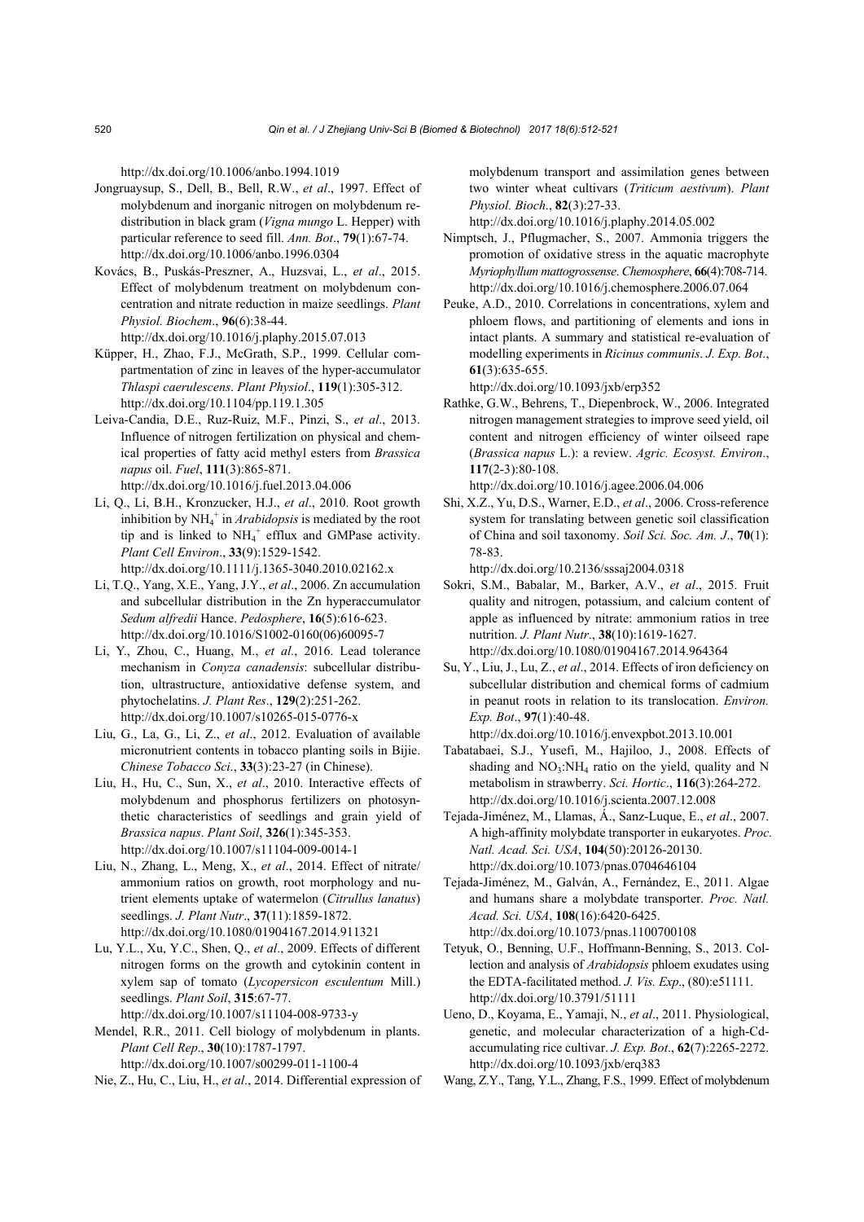http://dx.doi.org/10.1006/anbo.1994.1019

Jongruaysup, S., Dell, B., Bell, R.W., *et al*., 1997. Effect of molybdenum and inorganic nitrogen on molybdenum redistribution in black gram (*Vigna mungo* L. Hepper) with particular reference to seed fill. *Ann. Bot*., **79**(1):67-74. http://dx.doi.org/10.1006/anbo.1996.0304

Kovács, B., Puskás-Preszner, A., Huzsvai, L., *et al*., 2015. Effect of molybdenum treatment on molybdenum concentration and nitrate reduction in maize seedlings. *Plant Physiol. Biochem*., **96**(6):38-44. http://dx.doi.org/10.1016/j.plaphy.2015.07.013

Küpper, H., Zhao, F.J., McGrath, S.P., 1999. Cellular compartmentation of zinc in leaves of the hyper-accumulator *Thlaspi caerulescens*. *Plant Physiol*., **119**(1):305-312. http://dx.doi.org/10.1104/pp.119.1.305

Leiva-Candia, D.E., Ruz-Ruiz, M.F., Pinzi, S., *et al*., 2013. Influence of nitrogen fertilization on physical and chemical properties of fatty acid methyl esters from *Brassica napus* oil. *Fuel*, **111**(3):865-871. http://dx.doi.org/10.1016/j.fuel.2013.04.006

Li, Q., Li, B.H., Kronzucker, H.J., *et al*., 2010. Root growth inhibition by $NH_4^+$ in *Arabidopsis* is mediated by the root tip and is linked to $NH_4^+$ efflux and GMPase activity. *Plant Cell Environ*., **33**(9):1529-1542. http://dx.doi.org/10.1111/j.1365-3040.2010.02162.x

Li, T.Q., Yang, X.E., Yang, J.Y., *et al*., 2006. Zn accumulation and subcellular distribution in the Zn hyperaccumulator *Sedum alfredii* Hance. *Pedosphere*, **16**(5):616-623. http://dx.doi.org/10.1016/S1002-0160(06)60095-7

Li, Y., Zhou, C., Huang, M., *et al*., 2016. Lead tolerance mechanism in *Conyza canadensis*: subcellular distribution, ultrastructure, antioxidative defense system, and phytochelatins. *J. Plant Res*., **129**(2):251-262. http://dx.doi.org/10.1007/s10265-015-0776-x

Liu, G., La, G., Li, Z., *et al*., 2012. Evaluation of available micronutrient contents in tobacco planting soils in Bijie. *Chinese Tobacco Sci*., **33**(3):23-27 (in Chinese).

Liu, H., Hu, C., Sun, X., *et al*., 2010. Interactive effects of molybdenum and phosphorus fertilizers on photosynthetic characteristics of seedlings and grain yield of *Brassica napus*. *Plant Soil*, **326**(1):345-353. http://dx.doi.org/10.1007/s11104-009-0014-1

Liu, N., Zhang, L., Meng, X., *et al*., 2014. Effect of nitrate/ammonium ratios on growth, root morphology and nutrient elements uptake of watermelon (*Citrullus lanatus*) seedlings. *J. Plant Nutr*., **37**(11):1859-1872. http://dx.doi.org/10.1080/01904167.2014.911321

Lu, Y.L., Xu, Y.C., Shen, Q., *et al*., 2009. Effects of different nitrogen forms on the growth and cytokinin content in xylem sap of tomato (*Lycopersicon esculentum* Mill.) seedlings. *Plant Soil*, **315**:67-77. http://dx.doi.org/10.1007/s11104-008-9733-y

Mendel, R.R., 2011. Cell biology of molybdenum in plants. *Plant Cell Rep*., **30**(10):1787-1797. http://dx.doi.org/10.1007/s00299-011-1100-4

Nie, Z., Hu, C., Liu, H., *et al*., 2014. Differential expression of molybdenum transport and assimilation genes between two winter wheat cultivars (*Triticum aestivum*). *Plant Physiol. Bioch*., **82**(3):27-33. http://dx.doi.org/10.1016/j.plaphy.2014.05.002

Nimptsch, J., Pflugmacher, S., 2007. Ammonia triggers the promotion of oxidative stress in the aquatic macrophyte *Myriophyllum mattogrossense*. *Chemosphere*, **66**(4):708-714. http://dx.doi.org/10.1016/j.chemosphere.2006.07.064

Peuke, A.D., 2010. Correlations in concentrations, xylem and phloem flows, and partitioning of elements and ions in intact plants. A summary and statistical re-evaluation of modelling experiments in *Ricinus communis*. *J. Exp. Bot*., **61**(3):635-655. http://dx.doi.org/10.1093/jxb/erp352

Rathke, G.W., Behrens, T., Diepenbrock, W., 2006. Integrated nitrogen management strategies to improve seed yield, oil content and nitrogen efficiency of winter oilseed rape (*Brassica napus* L.): a review. *Agric. Ecosyst. Environ*., **117**(2-3):80-108. http://dx.doi.org/10.1016/j.agee.2006.04.006

Shi, X.Z., Yu, D.S., Warner, E.D., *et al*., 2006. Cross-reference system for translating between genetic soil classification of China and soil taxonomy. *Soil Sci. Soc. Am. J*., **70**(1): 78-83. http://dx.doi.org/10.2136/sssaj2004.0318

Sokri, S.M., Babalar, M., Barker, A.V., *et al*., 2015. Fruit quality and nitrogen, potassium, and calcium content of apple as influenced by nitrate: ammonium ratios in tree nutrition. *J. Plant Nutr*., **38**(10):1619-1627. http://dx.doi.org/10.1080/01904167.2014.964364

Su, Y., Liu, J., Lu, Z., *et al*., 2014. Effects of iron deficiency on subcellular distribution and chemical forms of cadmium in peanut roots in relation to its translocation. *Environ. Exp. Bot*., **97**(1):40-48. http://dx.doi.org/10.1016/j.envexpbot.2013.10.001

Tabatabaei, S.J., Yusefi, M., Hajiloo, J., 2008. Effects of shading and $NO_3$:$NH_4$ ratio on the yield, quality and N metabolism in strawberry. *Sci. Hortic*., **116**(3):264-272. http://dx.doi.org/10.1016/j.scienta.2007.12.008

Tejada-Jiménez, M., Llamas, Á., Sanz-Luque, E., *et al*., 2007. A high-affinity molybdate transporter in eukaryotes. *Proc. Natl. Acad. Sci. USA*, **104**(50):20126-20130. http://dx.doi.org/10.1073/pnas.0704646104

Tejada-Jiménez, M., Galván, A., Fernández, E., 2011. Algae and humans share a molybdate transporter. *Proc. Natl. Acad. Sci. USA*, **108**(16):6420-6425. http://dx.doi.org/10.1073/pnas.1100700108

Tetyuk, O., Benning, U.F., Hoffmann-Benning, S., 2013. Collection and analysis of *Arabidopsis* phloem exudates using the EDTA-facilitated method. *J. Vis. Exp*., (80):e51111. http://dx.doi.org/10.3791/51111

Ueno, D., Koyama, E., Yamaji, N., *et al*., 2011. Physiological, genetic, and molecular characterization of a high-Cd-accumulating rice cultivar. *J. Exp. Bot*., **62**(7):2265-2272. http://dx.doi.org/10.1093/jxb/erq383

Wang, Z.Y., Tang, Y.L., Zhang, F.S., 1999. Effect of molybdenum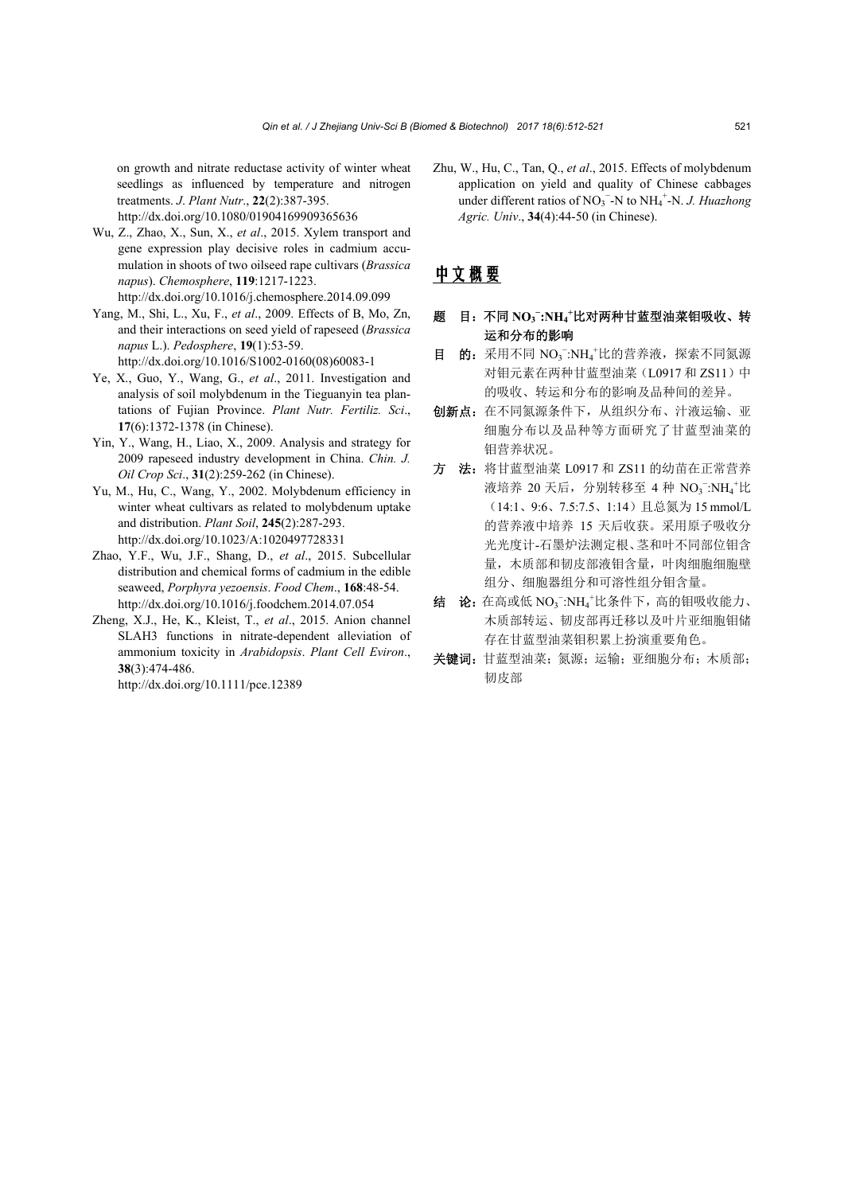on growth and nitrate reductase activity of winter wheat seedlings as influenced by temperature and nitrogen treatments. *J. Plant Nutr*., **22**(2):387-395. http://dx.doi.org/10.1080/01904169909365636

Wu, Z., Zhao, X., Sun, X., *et al*., 2015. Xylem transport and gene expression play decisive roles in cadmium accumulation in shoots of two oilseed rape cultivars (*Brassica napus*). *Chemosphere*, **119**:1217-1223. http://dx.doi.org/10.1016/j.chemosphere.2014.09.099

Yang, M., Shi, L., Xu, F., *et al*., 2009. Effects of B, Mo, Zn, and their interactions on seed yield of rapeseed (*Brassica napus* L.). *Pedosphere*, **19**(1):53-59. http://dx.doi.org/10.1016/S1002-0160(08)60083-1

Ye, X., Guo, Y., Wang, G., *et al*., 2011. Investigation and analysis of soil molybdenum in the Tieguanyin tea plantations of Fujian Province. *Plant Nutr. Fertiliz. Sci*., **17**(6):1372-1378 (in Chinese).

Yin, Y., Wang, H., Liao, X., 2009. Analysis and strategy for 2009 rapeseed industry development in China. *Chin. J. Oil Crop Sci*., **31**(2):259-262 (in Chinese).

Yu, M., Hu, C., Wang, Y., 2002. Molybdenum efficiency in winter wheat cultivars as related to molybdenum uptake and distribution. *Plant Soil*, **245**(2):287-293. http://dx.doi.org/10.1023/A:1020497728331

Zhao, Y.F., Wu, J.F., Shang, D., *et al*., 2015. Subcellular distribution and chemical forms of cadmium in the edible seaweed, *Porphyra yezoensis*. *Food Chem*., **168**:48-54. http://dx.doi.org/10.1016/j.foodchem.2014.07.054

Zheng, X.J., He, K., Kleist, T., *et al*., 2015. Anion channel SLAH3 functions in nitrate-dependent alleviation of ammonium toxicity in *Arabidopsis*. *Plant Cell Eviron*., **38**(3):474-486. http://dx.doi.org/10.1111/pce.12389

Zhu, W., Hu, C., Tan, Q., *et al*., 2015. Effects of molybdenum application on yield and quality of Chinese cabbages under different ratios of $NO_3^-$-N to $NH_4^+$-N. *J. Huazhong Agric. Univ*., **34**(4):44-50 (in Chinese).

## 中文概要

**题　目：不同 $NO_3^-$:$NH_4^+$比对两种甘蓝型油菜钼吸收、转运和分布的影响**

**目　的：**采用不同 $NO_3^-$:$NH_4^+$比的营养液，探索不同氮源对钼元素在两种甘蓝型油菜（L0917 和 ZS11）中的吸收、转运和分布的影响及品种间的差异。

**创新点：**在不同氮源条件下，从组织分布、汁液运输、亚细胞分布以及品种等方面研究了甘蓝型油菜的钼营养状况。

**方　法：**将甘蓝型油菜 L0917 和 ZS11 的幼苗在正常营养液培养 20 天后，分别转移至 4 种 $NO_3^-$:$NH_4^+$比（14:1、9:6、7.5:7.5、1:14）且总氮为 15 mmol/L 的营养液中培养 15 天后收获。采用原子吸收分光光度计-石墨炉法测定根、茎和叶不同部位钼含量，木质部和韧皮部液钼含量，叶肉细胞细胞壁组分、细胞器组分和可溶性组分钼含量。

**结　论：**在高或低 $NO_3^-$:$NH_4^+$比条件下，高的钼吸收能力、木质部转运、韧皮部再迁移以及叶片亚细胞钼储存在甘蓝型油菜钼积累上扮演重要角色。

**关键词：**甘蓝型油菜；氮源；运输；亚细胞分布；木质部；韧皮部